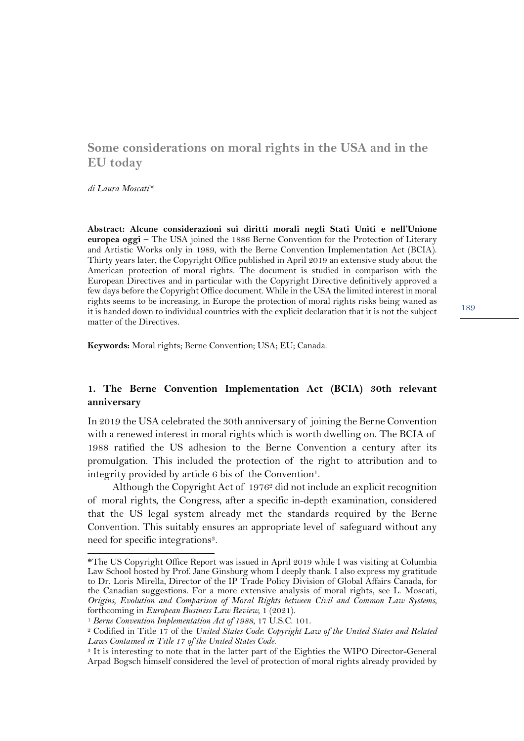# Some considerations on moral rights in the USA and in the EU today

*di Laura Moscati**

**Abstract: Alcune considerazioni sui diritti morali negli Stati Uniti e nell'Unione europea oggi –** The USA joined the 1886 Berne Convention for the Protection of Literary and Artistic Works only in 1989, with the Berne Convention Implementation Act (BCIA). Thirty years later, the Copyright Office published in April 2019 an extensive study about the American protection of moral rights. The document is studied in comparison with the European Directives and in particular with the Copyright Directive definitively approved a few days before the Copyright Office document. While in the USA the limited interest in moral rights seems to be increasing, in Europe the protection of moral rights risks being waned as it is handed down to individual countries with the explicit declaration that it is not the subject matter of the Directives.

**Keywords:** Moral rights; Berne Convention; USA; EU; Canada.

## 1. The Berne Convention Implementation Act (BCIA) 30th relevant anniversary

In 2019 the USA celebrated the 30th anniversary of joining the Berne Convention with a renewed interest in moral rights which is worth dwelling on. The BCIA of 1988 ratified the US adhesion to the Berne Convention a century after its promulgation. This included the protection of the right to attribution and to integrity provided by article 6 bis of the Convention[1].

Although the Copyright Act of 1976[2] did not include an explicit recognition of moral rights, the Congress, after a specific in-depth examination, considered that the US legal system already met the standards required by the Berne Convention. This suitably ensures an appropriate level of safeguard without any need for specific integrations[3].

---

*The US Copyright Office Report was issued in April 2019 while I was visiting at Columbia Law School hosted by Prof. Jane Ginsburg whom I deeply thank. I also express my gratitude to Dr. Loris Mirella, Director of the IP Trade Policy Division of Global Affairs Canada, for the Canadian suggestions. For a more extensive analysis of moral rights, see L. Moscati, *Origins, Evolution and Comparison of Moral Rights between Civil and Common Law Systems*, forthcoming in *European Business Law Review*, 1 (2021).

[1] *Berne Convention Implementation Act of 1988*, 17 U.S.C. 101.

[2] Codified in Title 17 of the *United States Code*: *Copyright Law of the United States and Related Laws Contained in Title 17 of the United States Code*.

[3] It is interesting to note that in the latter part of the Eighties the WIPO Director-General Arpad Bogsch himself considered the level of protection of moral rights already provided by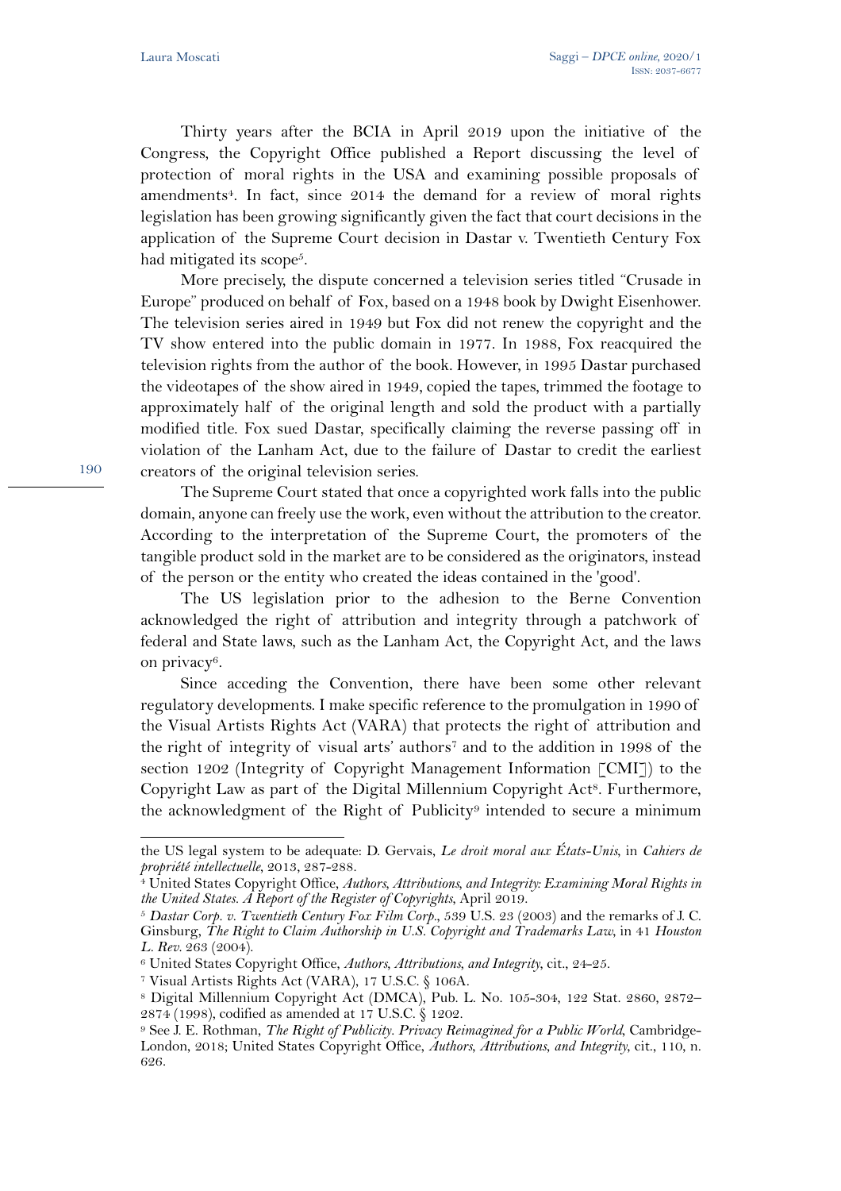Thirty years after the BCIA in April 2019 upon the initiative of the Congress, the Copyright Office published a Report discussing the level of protection of moral rights in the USA and examining possible proposals of amendments[4]. In fact, since 2014 the demand for a review of moral rights legislation has been growing significantly given the fact that court decisions in the application of the Supreme Court decision in Dastar v. Twentieth Century Fox had mitigated its scope[5].

More precisely, the dispute concerned a television series titled "Crusade in Europe" produced on behalf of Fox, based on a 1948 book by Dwight Eisenhower. The television series aired in 1949 but Fox did not renew the copyright and the TV show entered into the public domain in 1977. In 1988, Fox reacquired the television rights from the author of the book. However, in 1995 Dastar purchased the videotapes of the show aired in 1949, copied the tapes, trimmed the footage to approximately half of the original length and sold the product with a partially modified title. Fox sued Dastar, specifically claiming the reverse passing off in violation of the Lanham Act, due to the failure of Dastar to credit the earliest creators of the original television series.

The Supreme Court stated that once a copyrighted work falls into the public domain, anyone can freely use the work, even without the attribution to the creator. According to the interpretation of the Supreme Court, the promoters of the tangible product sold in the market are to be considered as the originators, instead of the person or the entity who created the ideas contained in the 'good'.

The US legislation prior to the adhesion to the Berne Convention acknowledged the right of attribution and integrity through a patchwork of federal and State laws, such as the Lanham Act, the Copyright Act, and the laws on privacy[6].

Since acceding the Convention, there have been some other relevant regulatory developments. I make specific reference to the promulgation in 1990 of the Visual Artists Rights Act (VARA) that protects the right of attribution and the right of integrity of visual arts' authors[7] and to the addition in 1998 of the section 1202 (Integrity of Copyright Management Information [CMI]) to the Copyright Law as part of the Digital Millennium Copyright Act[8]. Furthermore, the acknowledgment of the Right of Publicity[9] intended to secure a minimum

---

the US legal system to be adequate: D. Gervais, *Le droit moral aux États-Unis*, in *Cahiers de propriété intellectuelle*, 2013, 287-288.

[4] United States Copyright Office, *Authors, Attributions, and Integrity: Examining Moral Rights in the United States. A Report of the Register of Copyrights*, April 2019.

[5] *Dastar Corp. v. Twentieth Century Fox Film Corp.*, 539 U.S. 23 (2003) and the remarks of J. C. Ginsburg, *The Right to Claim Authorship in U.S. Copyright and Trademarks Law*, in 41 *Houston L. Rev.* 263 (2004).

[6] United States Copyright Office, *Authors, Attributions, and Integrity*, cit., 24–25.

[7] Visual Artists Rights Act (VARA), 17 U.S.C. § 106A.

[8] Digital Millennium Copyright Act (DMCA), Pub. L. No. 105-304, 122 Stat. 2860, 2872–2874 (1998), codified as amended at 17 U.S.C. § 1202.

[9] See J. E. Rothman, *The Right of Publicity. Privacy Reimagined for a Public World*, Cambridge-London, 2018; United States Copyright Office, *Authors, Attributions, and Integrity*, cit., 110, n. 626.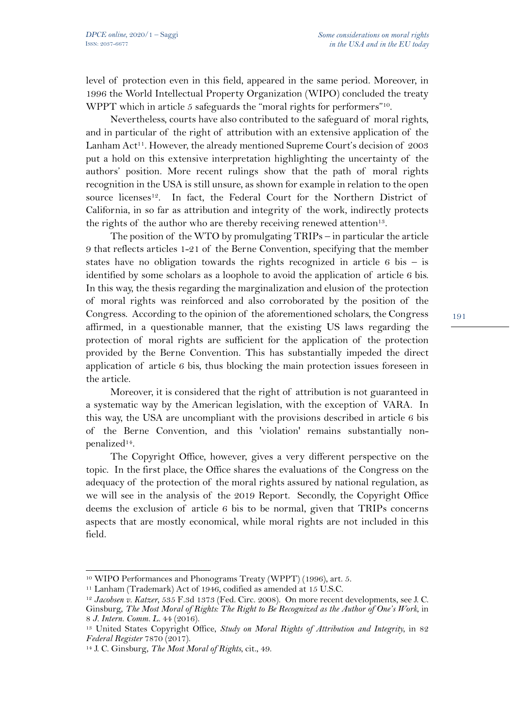level of protection even in this field, appeared in the same period. Moreover, in 1996 the World Intellectual Property Organization (WIPO) concluded the treaty WPPT which in article 5 safeguards the "moral rights for performers"[10].

Nevertheless, courts have also contributed to the safeguard of moral rights, and in particular of the right of attribution with an extensive application of the Lanham Act[11]. However, the already mentioned Supreme Court's decision of 2003 put a hold on this extensive interpretation highlighting the uncertainty of the authors' position. More recent rulings show that the path of moral rights recognition in the USA is still unsure, as shown for example in relation to the open source licenses[12]. In fact, the Federal Court for the Northern District of California, in so far as attribution and integrity of the work, indirectly protects the rights of the author who are thereby receiving renewed attention[13].

The position of the WTO by promulgating TRIPs – in particular the article 9 that reflects articles 1-21 of the Berne Convention, specifying that the member states have no obligation towards the rights recognized in article 6 bis – is identified by some scholars as a loophole to avoid the application of article 6 bis. In this way, the thesis regarding the marginalization and elusion of the protection of moral rights was reinforced and also corroborated by the position of the Congress. According to the opinion of the aforementioned scholars, the Congress affirmed, in a questionable manner, that the existing US laws regarding the protection of moral rights are sufficient for the application of the protection provided by the Berne Convention. This has substantially impeded the direct application of article 6 bis, thus blocking the main protection issues foreseen in the article.

Moreover, it is considered that the right of attribution is not guaranteed in a systematic way by the American legislation, with the exception of VARA. In this way, the USA are uncompliant with the provisions described in article 6 bis of the Berne Convention, and this 'violation' remains substantially non-penalized[14].

The Copyright Office, however, gives a very different perspective on the topic. In the first place, the Office shares the evaluations of the Congress on the adequacy of the protection of the moral rights assured by national regulation, as we will see in the analysis of the 2019 Report. Secondly, the Copyright Office deems the exclusion of article 6 bis to be normal, given that TRIPs concerns aspects that are mostly economical, while moral rights are not included in this field.

---

[10] WIPO Performances and Phonograms Treaty (WPPT) (1996), art. 5.

[11] Lanham (Trademark) Act of 1946, codified as amended at 15 U.S.C.

[12] *Jacobsen v. Katzer*, 535 F.3d 1373 (Fed. Circ. 2008). On more recent developments, see J. C. Ginsburg, *The Most Moral of Rights: The Right to Be Recognized as the Author of One's Work*, in 8 *J. Intern. Comm. L.* 44 (2016).

[13] United States Copyright Office, *Study on Moral Rights of Attribution and Integrity*, in 82 *Federal Register* 7870 (2017).

[14] J. C. Ginsburg, *The Most Moral of Rights*, cit., 49.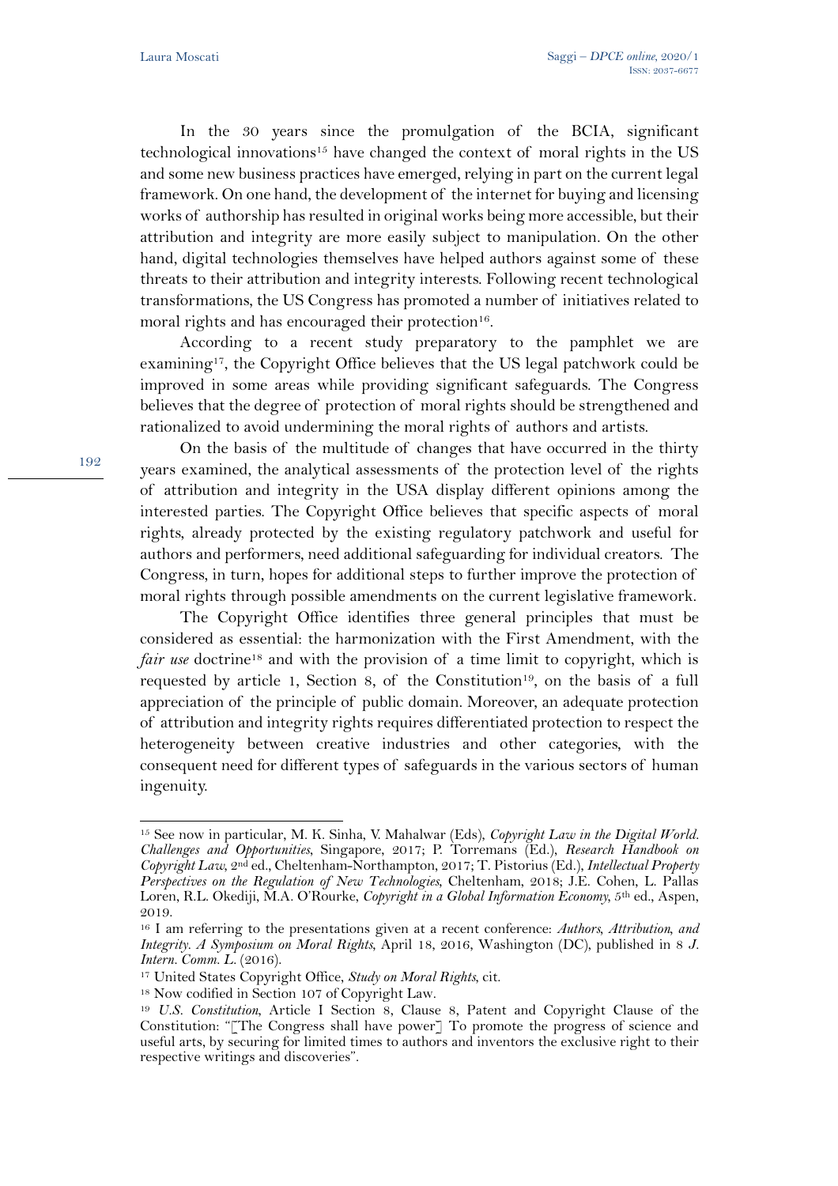In the 30 years since the promulgation of the BCIA, significant technological innovations[15] have changed the context of moral rights in the US and some new business practices have emerged, relying in part on the current legal framework. On one hand, the development of the internet for buying and licensing works of authorship has resulted in original works being more accessible, but their attribution and integrity are more easily subject to manipulation. On the other hand, digital technologies themselves have helped authors against some of these threats to their attribution and integrity interests. Following recent technological transformations, the US Congress has promoted a number of initiatives related to moral rights and has encouraged their protection[16].

According to a recent study preparatory to the pamphlet we are examining[17], the Copyright Office believes that the US legal patchwork could be improved in some areas while providing significant safeguards. The Congress believes that the degree of protection of moral rights should be strengthened and rationalized to avoid undermining the moral rights of authors and artists.

On the basis of the multitude of changes that have occurred in the thirty years examined, the analytical assessments of the protection level of the rights of attribution and integrity in the USA display different opinions among the interested parties. The Copyright Office believes that specific aspects of moral rights, already protected by the existing regulatory patchwork and useful for authors and performers, need additional safeguarding for individual creators. The Congress, in turn, hopes for additional steps to further improve the protection of moral rights through possible amendments on the current legislative framework.

The Copyright Office identifies three general principles that must be considered as essential: the harmonization with the First Amendment, with the *fair use* doctrine[18] and with the provision of a time limit to copyright, which is requested by article 1, Section 8, of the Constitution[19], on the basis of a full appreciation of the principle of public domain. Moreover, an adequate protection of attribution and integrity rights requires differentiated protection to respect the heterogeneity between creative industries and other categories, with the consequent need for different types of safeguards in the various sectors of human ingenuity.

---

[15] See now in particular, M. K. Sinha, V. Mahalwar (Eds), *Copyright Law in the Digital World. Challenges and Opportunities*, Singapore, 2017; P. Torremans (Ed.), *Research Handbook on Copyright Law*, 2nd ed., Cheltenham-Northampton, 2017; T. Pistorius (Ed.), *Intellectual Property Perspectives on the Regulation of New Technologies*, Cheltenham, 2018; J.E. Cohen, L. Pallas Loren, R.L. Okediji, M.A. O'Rourke, *Copyright in a Global Information Economy*, 5th ed., Aspen, 2019.

[16] I am referring to the presentations given at a recent conference: *Authors, Attribution, and Integrity. A Symposium on Moral Rights*, April 18, 2016, Washington (DC), published in 8 *J. Intern. Comm. L.* (2016).

[17] United States Copyright Office, *Study on Moral Rights*, cit.

[18] Now codified in Section 107 of Copyright Law.

[19] *U.S. Constitution*, Article I Section 8, Clause 8, Patent and Copyright Clause of the Constitution: "[The Congress shall have power] To promote the progress of science and useful arts, by securing for limited times to authors and inventors the exclusive right to their respective writings and discoveries".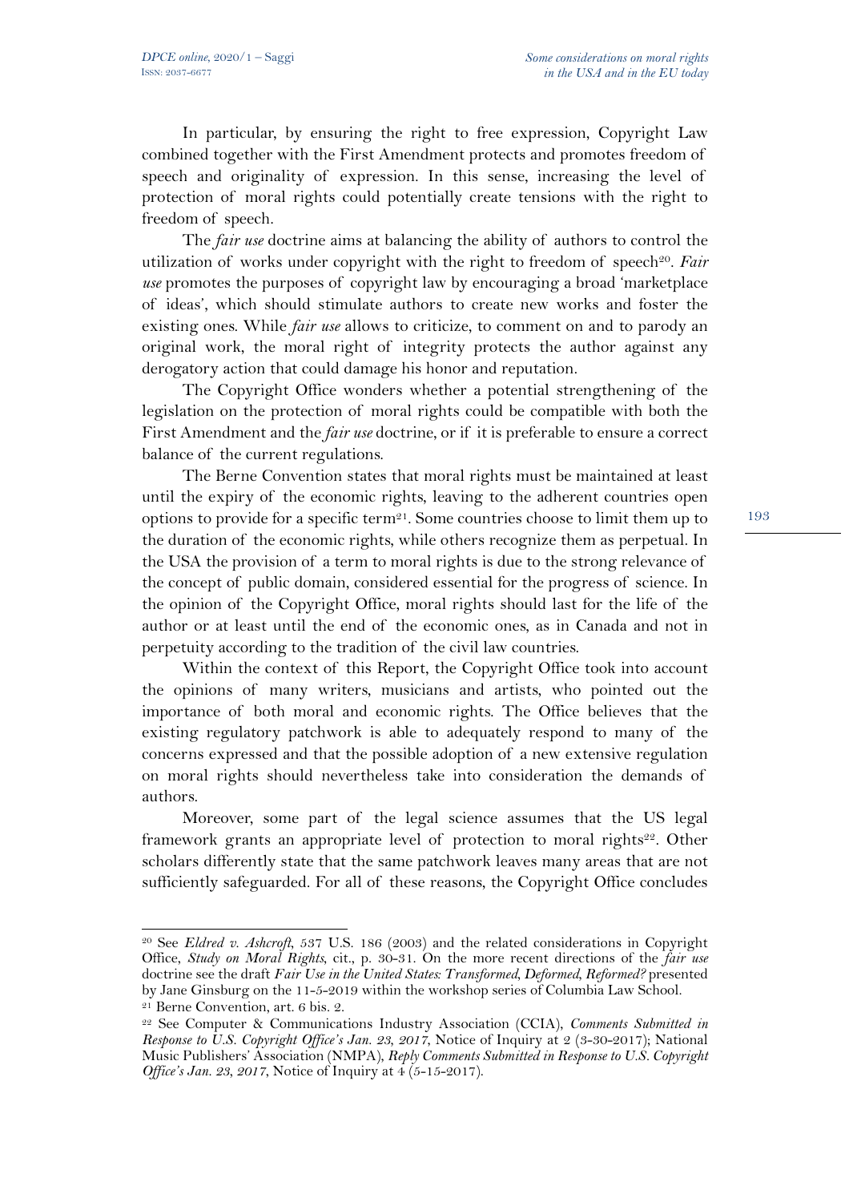In particular, by ensuring the right to free expression, Copyright Law combined together with the First Amendment protects and promotes freedom of speech and originality of expression. In this sense, increasing the level of protection of moral rights could potentially create tensions with the right to freedom of speech.

The *fair use* doctrine aims at balancing the ability of authors to control the utilization of works under copyright with the right to freedom of speech[20]. *Fair use* promotes the purposes of copyright law by encouraging a broad 'marketplace of ideas', which should stimulate authors to create new works and foster the existing ones. While *fair use* allows to criticize, to comment on and to parody an original work, the moral right of integrity protects the author against any derogatory action that could damage his honor and reputation.

The Copyright Office wonders whether a potential strengthening of the legislation on the protection of moral rights could be compatible with both the First Amendment and the *fair use* doctrine, or if it is preferable to ensure a correct balance of the current regulations.

The Berne Convention states that moral rights must be maintained at least until the expiry of the economic rights, leaving to the adherent countries open options to provide for a specific term[21]. Some countries choose to limit them up to the duration of the economic rights, while others recognize them as perpetual. In the USA the provision of a term to moral rights is due to the strong relevance of the concept of public domain, considered essential for the progress of science. In the opinion of the Copyright Office, moral rights should last for the life of the author or at least until the end of the economic ones, as in Canada and not in perpetuity according to the tradition of the civil law countries.

Within the context of this Report, the Copyright Office took into account the opinions of many writers, musicians and artists, who pointed out the importance of both moral and economic rights. The Office believes that the existing regulatory patchwork is able to adequately respond to many of the concerns expressed and that the possible adoption of a new extensive regulation on moral rights should nevertheless take into consideration the demands of authors.

Moreover, some part of the legal science assumes that the US legal framework grants an appropriate level of protection to moral rights[22]. Other scholars differently state that the same patchwork leaves many areas that are not sufficiently safeguarded. For all of these reasons, the Copyright Office concludes

---

[20] See *Eldred v. Ashcroft*, 537 U.S. 186 (2003) and the related considerations in Copyright Office, *Study on Moral Rights*, cit., p. 30-31. On the more recent directions of the *fair use* doctrine see the draft *Fair Use in the United States: Transformed, Deformed, Reformed?* presented by Jane Ginsburg on the 11-5-2019 within the workshop series of Columbia Law School.

[21] Berne Convention, art. 6 bis. 2.

[22] See Computer & Communications Industry Association (CCIA), *Comments Submitted in Response to U.S. Copyright Office's Jan. 23, 2017*, Notice of Inquiry at 2 (3-30-2017); National Music Publishers' Association (NMPA), *Reply Comments Submitted in Response to U.S. Copyright Office's Jan. 23, 2017*, Notice of Inquiry at 4 (5-15-2017).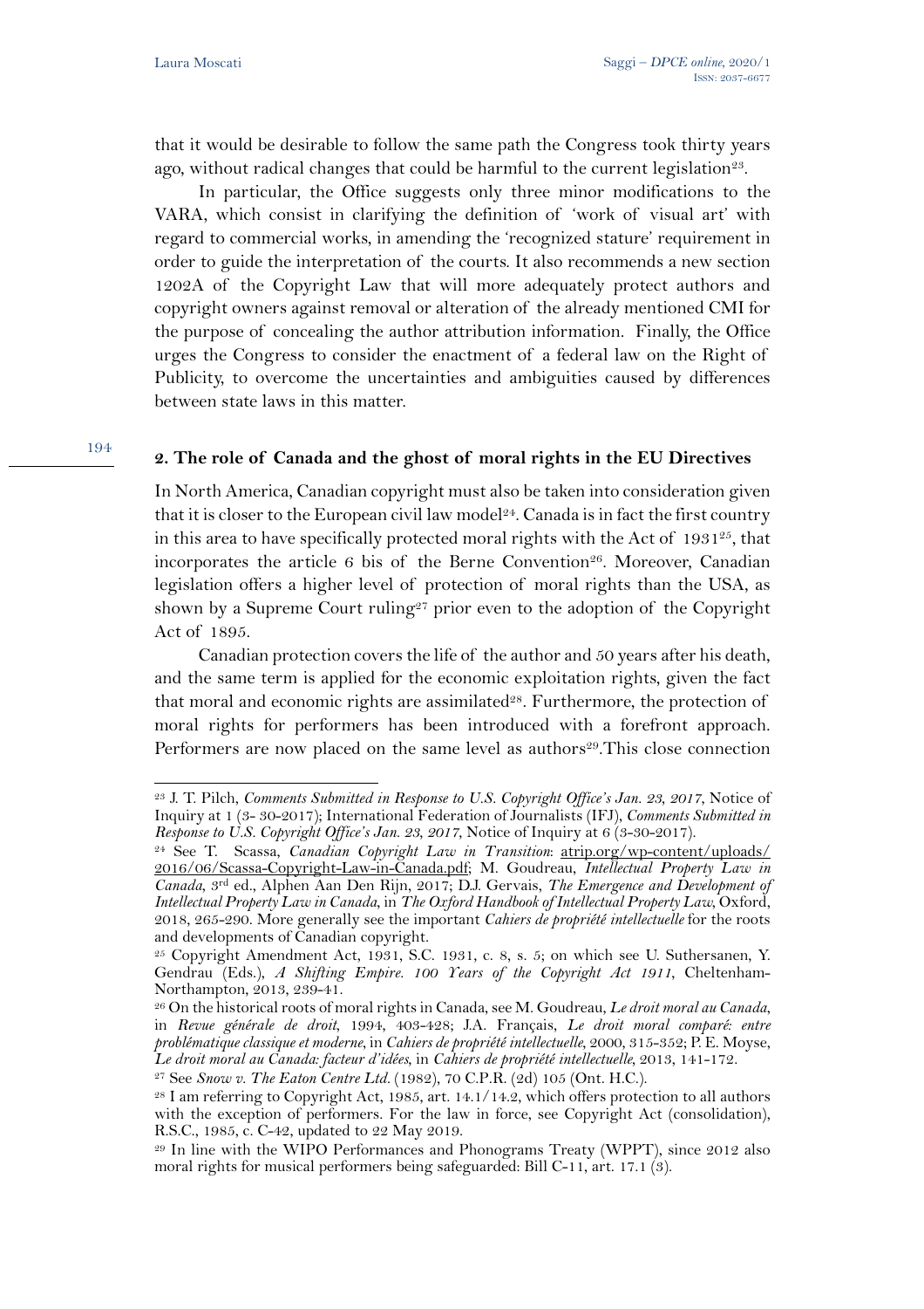that it would be desirable to follow the same path the Congress took thirty years ago, without radical changes that could be harmful to the current legislation[23].

In particular, the Office suggests only three minor modifications to the VARA, which consist in clarifying the definition of 'work of visual art' with regard to commercial works, in amending the 'recognized stature' requirement in order to guide the interpretation of the courts. It also recommends a new section 1202A of the Copyright Law that will more adequately protect authors and copyright owners against removal or alteration of the already mentioned CMI for the purpose of concealing the author attribution information. Finally, the Office urges the Congress to consider the enactment of a federal law on the Right of Publicity, to overcome the uncertainties and ambiguities caused by differences between state laws in this matter.

## 2. The role of Canada and the ghost of moral rights in the EU Directives

In North America, Canadian copyright must also be taken into consideration given that it is closer to the European civil law model[24]. Canada is in fact the first country in this area to have specifically protected moral rights with the Act of 1931[25], that incorporates the article 6 bis of the Berne Convention[26]. Moreover, Canadian legislation offers a higher level of protection of moral rights than the USA, as shown by a Supreme Court ruling[27] prior even to the adoption of the Copyright Act of 1895.

Canadian protection covers the life of the author and 50 years after his death, and the same term is applied for the economic exploitation rights, given the fact that moral and economic rights are assimilated[28]. Furthermore, the protection of moral rights for performers has been introduced with a forefront approach. Performers are now placed on the same level as authors[29].This close connection

---

[23] J. T. Pilch, *Comments Submitted in Response to U.S. Copyright Office's Jan. 23, 2017*, Notice of Inquiry at 1 (3- 30-2017); International Federation of Journalists (IFJ), *Comments Submitted in Response to U.S. Copyright Office's Jan. 23, 2017*, Notice of Inquiry at 6 (3-30-2017).

[24] See T. Scassa, *Canadian Copyright Law in Transition*: atrip.org/wp-content/uploads/2016/06/Scassa-Copyright-Law-in-Canada.pdf; M. Goudreau, *Intellectual Property Law in Canada*, 3rd ed., Alphen Aan Den Rijn, 2017; D.J. Gervais, *The Emergence and Development of Intellectual Property Law in Canada*, in *The Oxford Handbook of Intellectual Property Law*, Oxford, 2018, 265-290. More generally see the important *Cahiers de propriété intellectuelle* for the roots and developments of Canadian copyright.

[25] Copyright Amendment Act, 1931, S.C. 1931, c. 8, s. 5; on which see U. Suthersanen, Y. Gendrau (Eds.), *A Shifting Empire. 100 Years of the Copyright Act 1911*, Cheltenham-Northampton, 2013, 239-41.

[26] On the historical roots of moral rights in Canada, see M. Goudreau, *Le droit moral au Canada*, in *Revue générale de droit*, 1994, 403-428; J.A. Français, *Le droit moral comparé: entre problématique classique et moderne*, in *Cahiers de propriété intellectuelle*, 2000, 315-352; P. E. Moyse, *Le droit moral au Canada: facteur d'idées*, in *Cahiers de propriété intellectuelle*, 2013, 141-172.

[27] See *Snow v. The Eaton Centre Ltd.* (1982), 70 C.P.R. (2d) 105 (Ont. H.C.).

[28] I am referring to Copyright Act, 1985, art. 14.1/14.2, which offers protection to all authors with the exception of performers. For the law in force, see Copyright Act (consolidation), R.S.C., 1985, c. C-42, updated to 22 May 2019.

[29] In line with the WIPO Performances and Phonograms Treaty (WPPT), since 2012 also moral rights for musical performers being safeguarded: Bill C-11, art. 17.1 (3).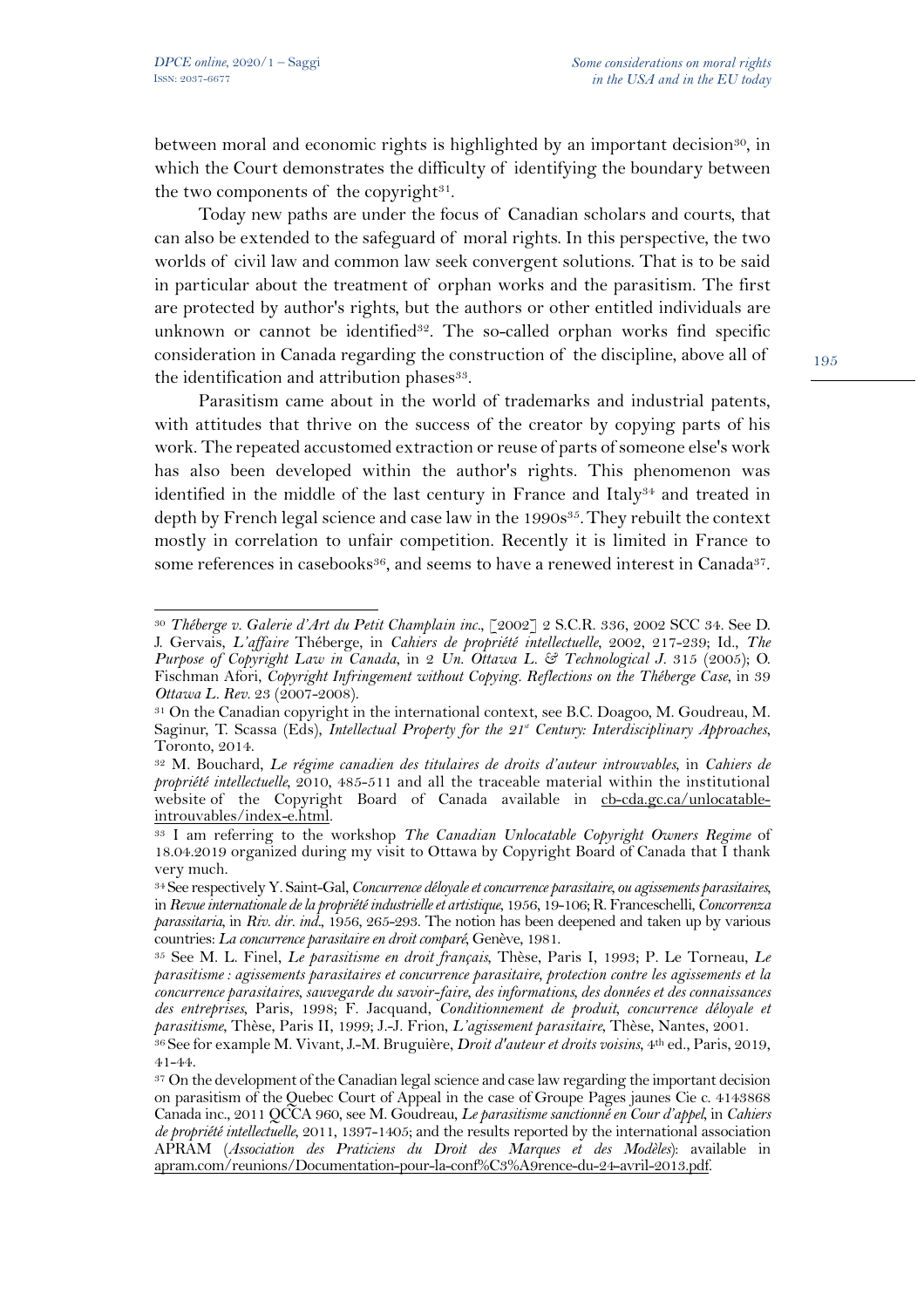between moral and economic rights is highlighted by an important decision[30], in which the Court demonstrates the difficulty of identifying the boundary between the two components of the copyright[31].

Today new paths are under the focus of Canadian scholars and courts, that can also be extended to the safeguard of moral rights. In this perspective, the two worlds of civil law and common law seek convergent solutions. That is to be said in particular about the treatment of orphan works and the parasitism. The first are protected by author's rights, but the authors or other entitled individuals are unknown or cannot be identified[32]. The so-called orphan works find specific consideration in Canada regarding the construction of the discipline, above all of the identification and attribution phases[33].

Parasitism came about in the world of trademarks and industrial patents, with attitudes that thrive on the success of the creator by copying parts of his work. The repeated accustomed extraction or reuse of parts of someone else's work has also been developed within the author's rights. This phenomenon was identified in the middle of the last century in France and Italy[34] and treated in depth by French legal science and case law in the 1990s[35]. They rebuilt the context mostly in correlation to unfair competition. Recently it is limited in France to some references in casebooks[36], and seems to have a renewed interest in Canada[37].

---

[30] *Théberge v. Galerie d'Art du Petit Champlain inc.*, [2002] 2 S.C.R. 336, 2002 SCC 34. See D. J. Gervais, *L'affaire* Théberge, in *Cahiers de propriété intellectuelle*, 2002, 217-239; Id., *The Purpose of Copyright Law in Canada*, in *2 Un. Ottawa L. & Technological J.* 315 (2005); O. Fischman Afori, *Copyright Infringement without Copying. Reflections on the Théberge Case*, in *39 Ottawa L. Rev.* 23 (2007-2008).

[31] On the Canadian copyright in the international context, see B.C. Doagoo, M. Goudreau, M. Saginur, T. Scassa (Eds), *Intellectual Property for the 21st Century: Interdisciplinary Approaches*, Toronto, 2014.

[32] M. Bouchard, *Le régime canadien des titulaires de droits d'auteur introuvables*, in *Cahiers de propriété intellectuelle*, 2010, 485-511 and all the traceable material within the institutional website of the Copyright Board of Canada available in cb-cda.gc.ca/unlocatable-introuvables/index-e.html.

[33] I am referring to the workshop *The Canadian Unlocatable Copyright Owners Regime* of 18.04.2019 organized during my visit to Ottawa by Copyright Board of Canada that I thank very much.

[34] See respectively Y. Saint-Gal, *Concurrence déloyale et concurrence parasitaire, ou agissements parasitaires*, in *Revue internationale de la propriété industrielle et artistique*, 1956, 19-106; R. Franceschelli, *Concorrenza parassitaria*, in *Riv. dir. ind.*, 1956, 265-293. The notion has been deepened and taken up by various countries: *La concurrence parasitaire en droit comparé*, Genève, 1981.

[35] See M. L. Finel, *Le parasitisme en droit français*, Thèse, Paris I, 1993; P. Le Torneau, *Le parasitisme : agissements parasitaires et concurrence parasitaire, protection contre les agissements et la concurrence parasitaires, sauvegarde du savoir-faire, des informations, des données et des connaissances des entreprises*, Paris, 1998; F. Jacquand, *Conditionnement de produit, concurrence déloyale et parasitisme*, Thèse, Paris II, 1999; J.-J. Frion, *L'agissement parasitaire*, Thèse, Nantes, 2001.

[36] See for example M. Vivant, J.-M. Bruguière, *Droit d'auteur et droits voisins*, 4th ed., Paris, 2019, 41-44.

[37] On the development of the Canadian legal science and case law regarding the important decision on parasitism of the Quebec Court of Appeal in the case of Groupe Pages jaunes Cie c. 4143868 Canada inc., 2011 QCCA 960, see M. Goudreau, *Le parasitisme sanctionné en Cour d'appel*, in *Cahiers de propriété intellectuelle*, 2011, 1397-1405; and the results reported by the international association APRAM (*Association des Praticiens du Droit des Marques et des Modèles*): available in apram.com/reunions/Documentation-pour-la-conf%C3%A9rence-du-24-avril-2013.pdf.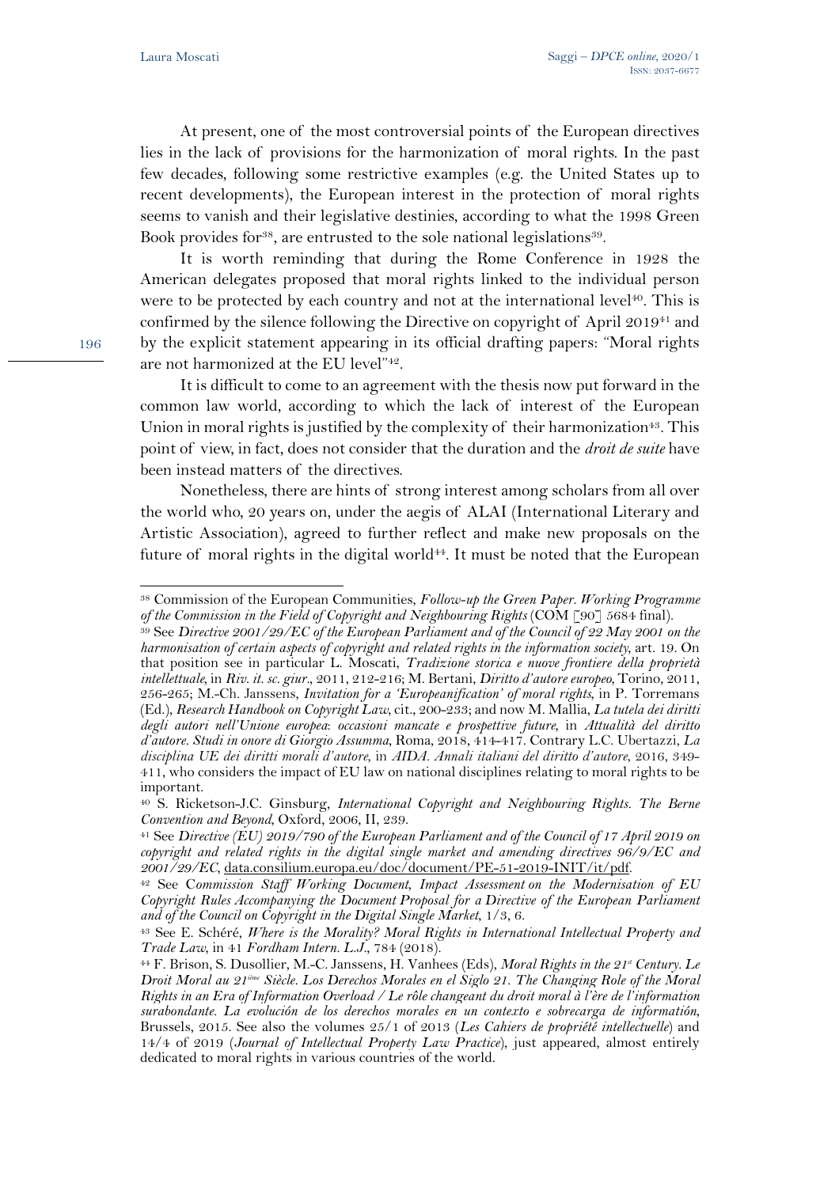At present, one of the most controversial points of the European directives lies in the lack of provisions for the harmonization of moral rights. In the past few decades, following some restrictive examples (e.g. the United States up to recent developments), the European interest in the protection of moral rights seems to vanish and their legislative destinies, according to what the 1998 Green Book provides for[38], are entrusted to the sole national legislations[39].

It is worth reminding that during the Rome Conference in 1928 the American delegates proposed that moral rights linked to the individual person were to be protected by each country and not at the international level[40]. This is confirmed by the silence following the Directive on copyright of April 2019[41] and by the explicit statement appearing in its official drafting papers: "Moral rights are not harmonized at the EU level"[42].

It is difficult to come to an agreement with the thesis now put forward in the common law world, according to which the lack of interest of the European Union in moral rights is justified by the complexity of their harmonization[43]. This point of view, in fact, does not consider that the duration and the *droit de suite* have been instead matters of the directives.

Nonetheless, there are hints of strong interest among scholars from all over the world who, 20 years on, under the aegis of ALAI (International Literary and Artistic Association), agreed to further reflect and make new proposals on the future of moral rights in the digital world[44]. It must be noted that the European

---

[38] Commission of the European Communities, *Follow-up the Green Paper. Working Programme of the Commission in the Field of Copyright and Neighbouring Rights* (COM [90] 5684 final).

[39] See *Directive 2001/29/EC of the European Parliament and of the Council of 22 May 2001 on the harmonisation of certain aspects of copyright and related rights in the information society*, art. 19. On that position see in particular L. Moscati, *Tradizione storica e nuove frontiere della proprietà intellettuale*, in *Riv. it. sc. giur.*, 2011, 212-216; M. Bertani, *Diritto d'autore europeo*, Torino, 2011, 256-265; M.-Ch. Janssens, *Invitation for a 'Europeanification' of moral rights*, in P. Torremans (Ed.), *Research Handbook on Copyright Law*, cit., 200-233; and now M. Mallia, *La tutela dei diritti degli autori nell'Unione europea: occasioni mancate e prospettive future*, in *Attualità del diritto d'autore. Studi in onore di Giorgio Assumma*, Roma, 2018, 414-417. Contrary L.C. Ubertazzi, *La disciplina UE dei diritti morali d'autore*, in *AIDA. Annali italiani del diritto d'autore*, 2016, 349-411, who considers the impact of EU law on national disciplines relating to moral rights to be important.

[40] S. Ricketson-J.C. Ginsburg, *International Copyright and Neighbouring Rights. The Berne Convention and Beyond*, Oxford, 2006, II, 239.

[41] See *Directive (EU) 2019/790 of the European Parliament and of the Council of 17 April 2019 on copyright and related rights in the digital single market and amending directives 96/9/EC and 2001/29/EC*, data.consilium.europa.eu/doc/document/PE-51-2019-INIT/it/pdf.

[42] See C*ommission Staff Working Document, Impact Assessment on the Modernisation of EU Copyright Rules Accompanying the Document Proposal for a Directive of the European Parliament and of the Council on Copyright in the Digital Single Market*, 1/3, 6.

[43] See E. Schéré, *Where is the Morality? Moral Rights in International Intellectual Property and Trade Law*, in 41 *Fordham Intern. L.J.*, 784 (2018).

[44] F. Brison, S. Dusollier, M.-C. Janssens, H. Vanhees (Eds), *Moral Rights in the 21st Century. Le Droit Moral au 21ème Siècle. Los Derechos Morales en el Siglo 21. The Changing Role of the Moral Rights in an Era of Information Overload / Le rôle changeant du droit moral à l'ère de l'information surabondante. La evolución de los derechos morales en un contexto e sobrecarga de información*, Brussels, 2015. See also the volumes 25/1 of 2013 (*Les Cahiers de propriété intellectuelle*) and 14/4 of 2019 (*Journal of Intellectual Property Law Practice*), just appeared, almost entirely dedicated to moral rights in various countries of the world.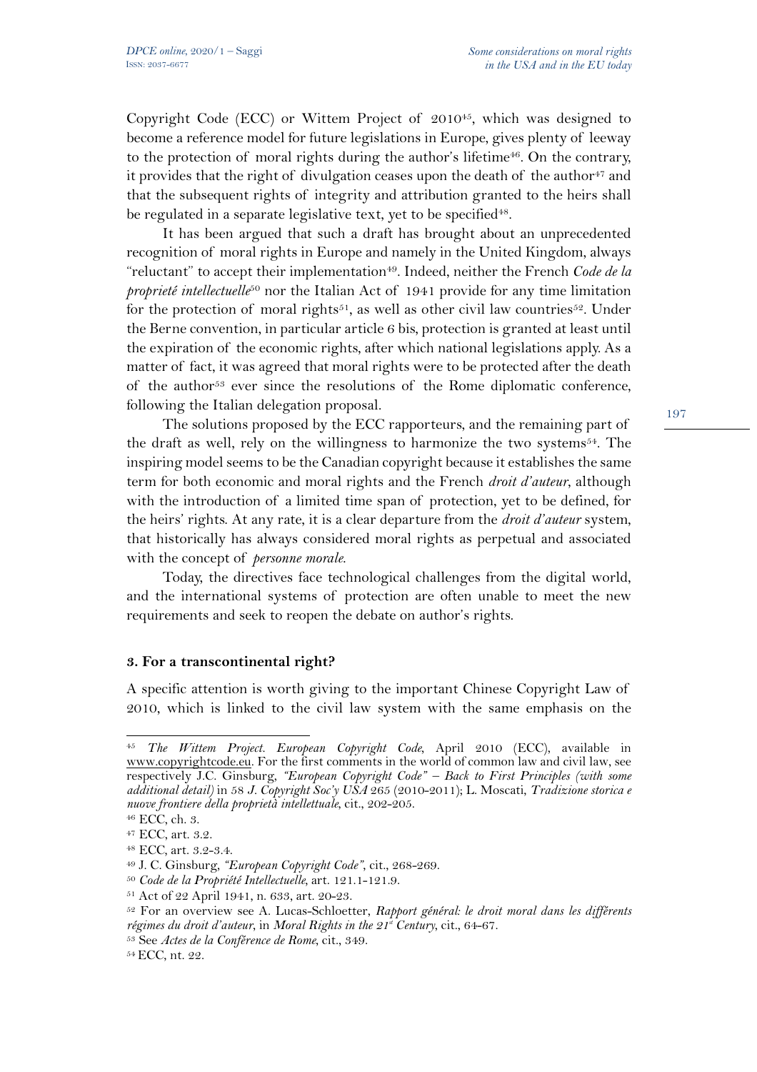Copyright Code (ECC) or Wittem Project of 2010[45], which was designed to become a reference model for future legislations in Europe, gives plenty of leeway to the protection of moral rights during the author's lifetime[46]. On the contrary, it provides that the right of divulgation ceases upon the death of the author[47] and that the subsequent rights of integrity and attribution granted to the heirs shall be regulated in a separate legislative text, yet to be specified[48].

It has been argued that such a draft has brought about an unprecedented recognition of moral rights in Europe and namely in the United Kingdom, always "reluctant" to accept their implementation[49]. Indeed, neither the French *Code de la proprieté intellectuelle*[50] nor the Italian Act of 1941 provide for any time limitation for the protection of moral rights[51], as well as other civil law countries[52]. Under the Berne convention, in particular article 6 bis, protection is granted at least until the expiration of the economic rights, after which national legislations apply. As a matter of fact, it was agreed that moral rights were to be protected after the death of the author[53] ever since the resolutions of the Rome diplomatic conference, following the Italian delegation proposal.

The solutions proposed by the ECC rapporteurs, and the remaining part of the draft as well, rely on the willingness to harmonize the two systems[54]. The inspiring model seems to be the Canadian copyright because it establishes the same term for both economic and moral rights and the French *droit d'auteur*, although with the introduction of a limited time span of protection, yet to be defined, for the heirs' rights. At any rate, it is a clear departure from the *droit d'auteur* system, that historically has always considered moral rights as perpetual and associated with the concept of *personne morale*.

Today, the directives face technological challenges from the digital world, and the international systems of protection are often unable to meet the new requirements and seek to reopen the debate on author's rights.

## 3. For a transcontinental right?

A specific attention is worth giving to the important Chinese Copyright Law of 2010, which is linked to the civil law system with the same emphasis on the

---

[45] *The Wittem Project. European Copyright Code*, April 2010 (ECC), available in www.copyrightcode.eu. For the first comments in the world of common law and civil law, see respectively J.C. Ginsburg, *"European Copyright Code" – Back to First Principles (with some additional detail)* in 58 *J. Copyright Soc'y USA* 265 (2010-2011); L. Moscati, *Tradizione storica e nuove frontiere della proprietà intellettuale*, cit., 202-205.

[46] ECC, ch. 3.

[47] ECC, art. 3.2.

[48] ECC, art. 3.2-3.4.

[49] J. C. Ginsburg, *"European Copyright Code"*, cit., 268-269.

[50] *Code de la Propriété Intellectuelle*, art. 121.1-121.9.

[51] Act of 22 April 1941, n. 633, art. 20-23.

[52] For an overview see A. Lucas-Schloetter, *Rapport général: le droit moral dans les différents régimes du droit d'auteur*, in *Moral Rights in the 21st Century*, cit., 64-67.

[53] See *Actes de la Conférence de Rome*, cit., 349.

[54] ECC, nt. 22.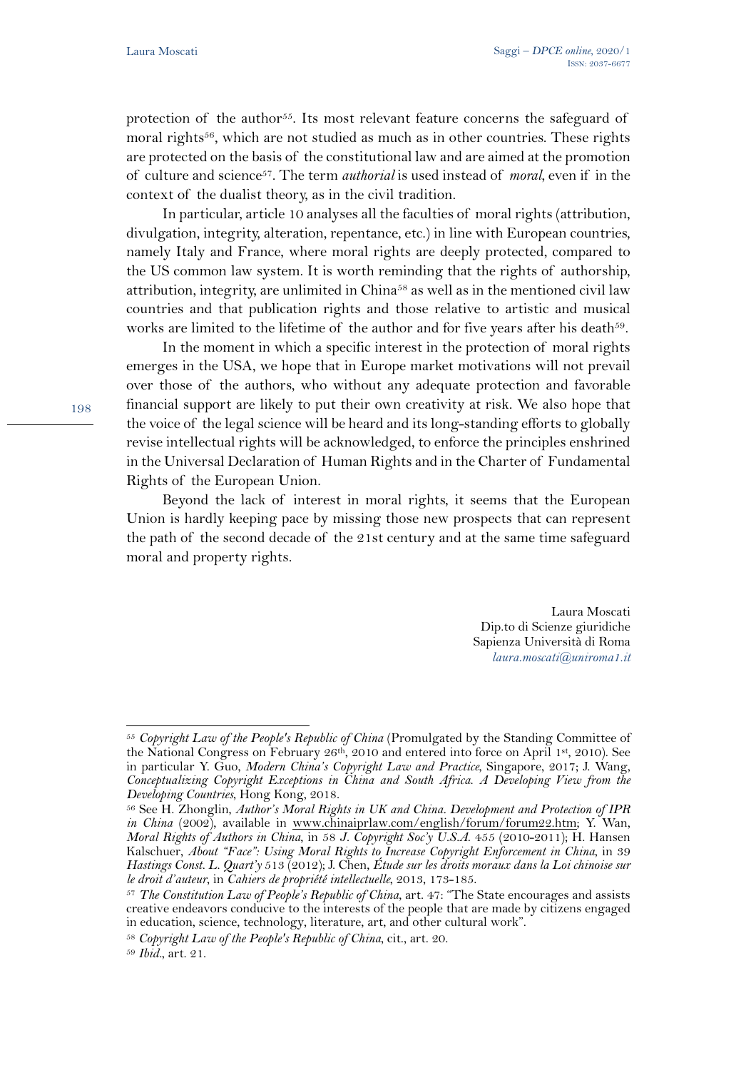protection of the author[55]. Its most relevant feature concerns the safeguard of moral rights[56], which are not studied as much as in other countries. These rights are protected on the basis of the constitutional law and are aimed at the promotion of culture and science[57]. The term *authorial* is used instead of *moral*, even if in the context of the dualist theory, as in the civil tradition.

In particular, article 10 analyses all the faculties of moral rights (attribution, divulgation, integrity, alteration, repentance, etc.) in line with European countries, namely Italy and France, where moral rights are deeply protected, compared to the US common law system. It is worth reminding that the rights of authorship, attribution, integrity, are unlimited in China[58] as well as in the mentioned civil law countries and that publication rights and those relative to artistic and musical works are limited to the lifetime of the author and for five years after his death[59].

In the moment in which a specific interest in the protection of moral rights emerges in the USA, we hope that in Europe market motivations will not prevail over those of the authors, who without any adequate protection and favorable financial support are likely to put their own creativity at risk. We also hope that the voice of the legal science will be heard and its long-standing efforts to globally revise intellectual rights will be acknowledged, to enforce the principles enshrined in the Universal Declaration of Human Rights and in the Charter of Fundamental Rights of the European Union.

Beyond the lack of interest in moral rights, it seems that the European Union is hardly keeping pace by missing those new prospects that can represent the path of the second decade of the 21st century and at the same time safeguard moral and property rights.

Laura Moscati
Dip.to di Scienze giuridiche
Sapienza Università di Roma
*laura.moscati@uniroma1.it*

---

[55] *Copyright Law of the People's Republic of China* (Promulgated by the Standing Committee of the National Congress on February 26th, 2010 and entered into force on April 1st, 2010). See in particular Y. Guo, *Modern China's Copyright Law and Practice*, Singapore, 2017; J. Wang, *Conceptualizing Copyright Exceptions in China and South Africa. A Developing View from the Developing Countries*, Hong Kong, 2018.

[56] See H. Zhonglin, *Author's Moral Rights in UK and China. Development and Protection of IPR in China* (2002), available in www.chinaiprlaw.com/english/forum/forum22.htm; Y. Wan, *Moral Rights of Authors in China*, in 58 *J. Copyright Soc'y U.S.A.* 455 (2010-2011); H. Hansen Kalschuer, *About "Face": Using Moral Rights to Increase Copyright Enforcement in China*, in 39 *Hastings Const. L. Quart'y* 513 (2012); J. Chen, *Étude sur les droits moraux dans la Loi chinoise sur le droit d'auteur*, in *Cahiers de propriété intellectuelle*, 2013, 173-185.

[57] *The Constitution Law of People's Republic of China*, art. 47: "The State encourages and assists creative endeavors conducive to the interests of the people that are made by citizens engaged in education, science, technology, literature, art, and other cultural work".

[58] *Copyright Law of the People's Republic of China*, cit., art. 20.

[59] *Ibid.*, art. 21.